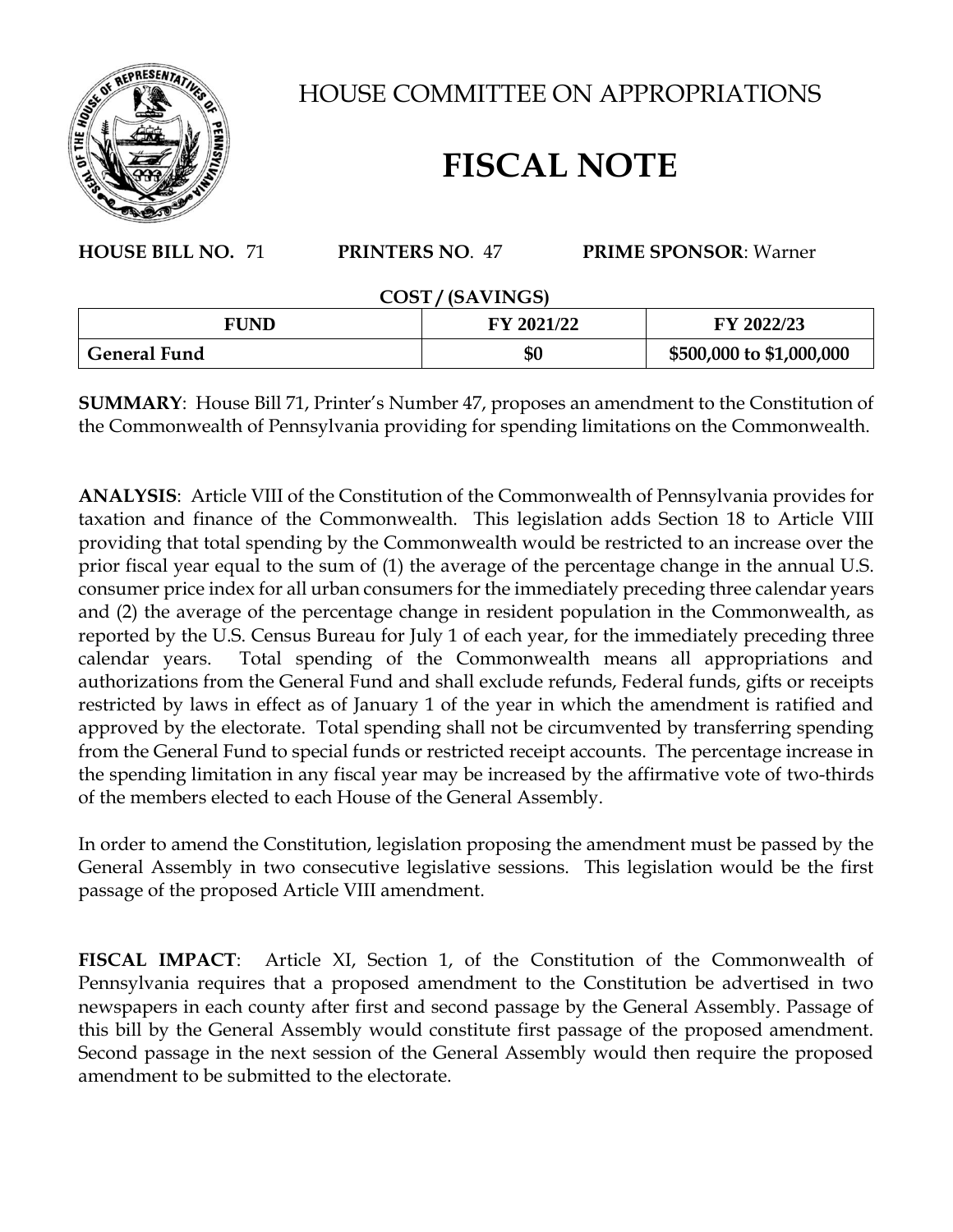# HOUSE COMMITTEE ON APPROPRIATIONS

# FISCAL NOTE

**HOUSE BILL NO.** 71 **PRINTERS NO**. 47 **PRIME SPONSOR**: Warner

**COST / (SAVINGS)**

| FUND | FY 2021/22 | FY 2022/23 |
|---|---|---|
| **General Fund** | **$0** | **$500,000 to $1,000,000** |

**SUMMARY**: House Bill 71, Printer's Number 47, proposes an amendment to the Constitution of the Commonwealth of Pennsylvania providing for spending limitations on the Commonwealth.

**ANALYSIS**: Article VIII of the Constitution of the Commonwealth of Pennsylvania provides for taxation and finance of the Commonwealth. This legislation adds Section 18 to Article VIII providing that total spending by the Commonwealth would be restricted to an increase over the prior fiscal year equal to the sum of (1) the average of the percentage change in the annual U.S. consumer price index for all urban consumers for the immediately preceding three calendar years and (2) the average of the percentage change in resident population in the Commonwealth, as reported by the U.S. Census Bureau for July 1 of each year, for the immediately preceding three calendar years. Total spending of the Commonwealth means all appropriations and authorizations from the General Fund and shall exclude refunds, Federal funds, gifts or receipts restricted by laws in effect as of January 1 of the year in which the amendment is ratified and approved by the electorate. Total spending shall not be circumvented by transferring spending from the General Fund to special funds or restricted receipt accounts. The percentage increase in the spending limitation in any fiscal year may be increased by the affirmative vote of two-thirds of the members elected to each House of the General Assembly.

In order to amend the Constitution, legislation proposing the amendment must be passed by the General Assembly in two consecutive legislative sessions. This legislation would be the first passage of the proposed Article VIII amendment.

**FISCAL IMPACT**: Article XI, Section 1, of the Constitution of the Commonwealth of Pennsylvania requires that a proposed amendment to the Constitution be advertised in two newspapers in each county after first and second passage by the General Assembly. Passage of this bill by the General Assembly would constitute first passage of the proposed amendment. Second passage in the next session of the General Assembly would then require the proposed amendment to be submitted to the electorate.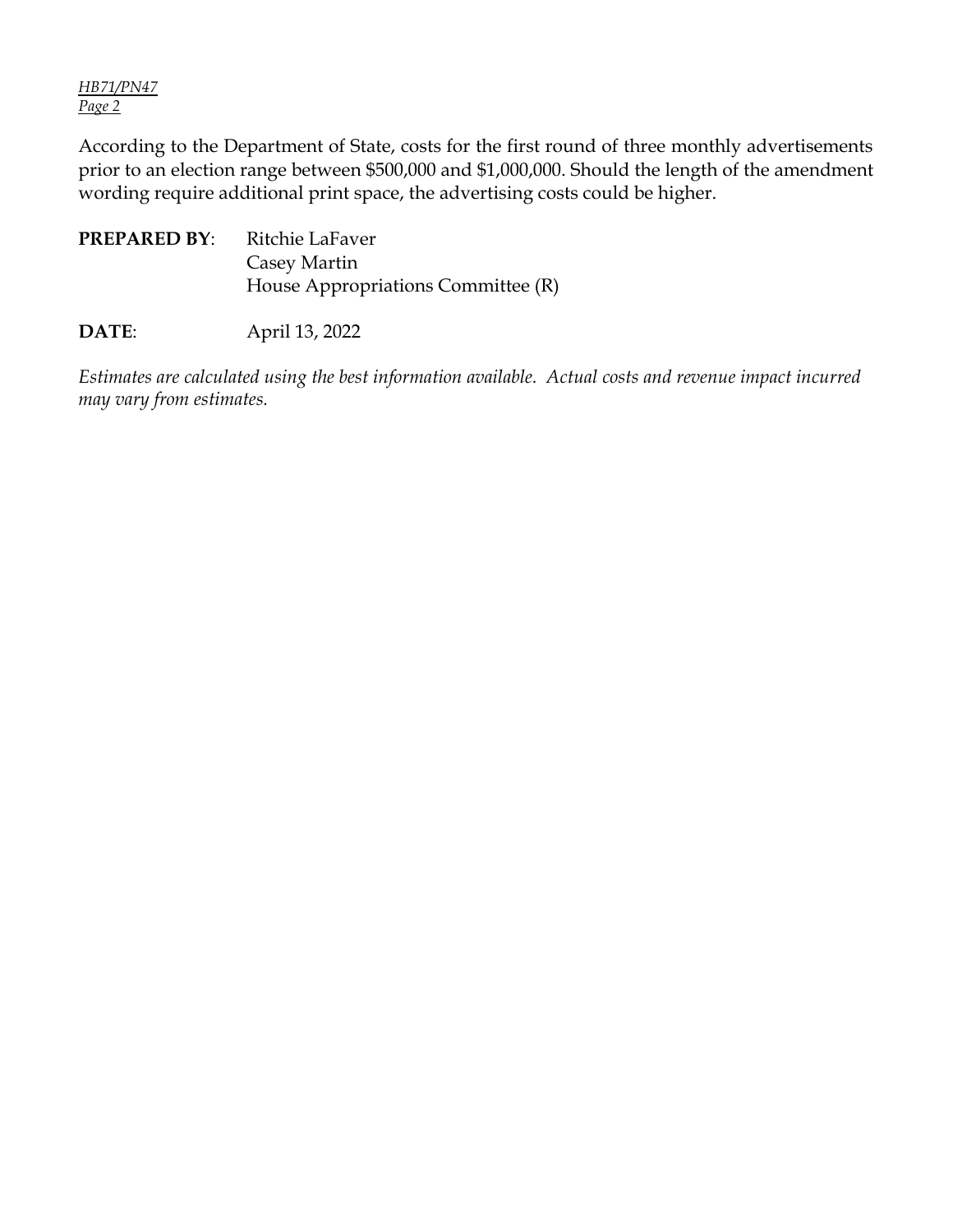According to the Department of State, costs for the first round of three monthly advertisements prior to an election range between $500,000 and $1,000,000. Should the length of the amendment wording require additional print space, the advertising costs could be higher.

**PREPARED BY**: Ritchie LaFaver
Casey Martin
House Appropriations Committee (R)

**DATE**: April 13, 2022

*Estimates are calculated using the best information available. Actual costs and revenue impact incurred may vary from estimates.*